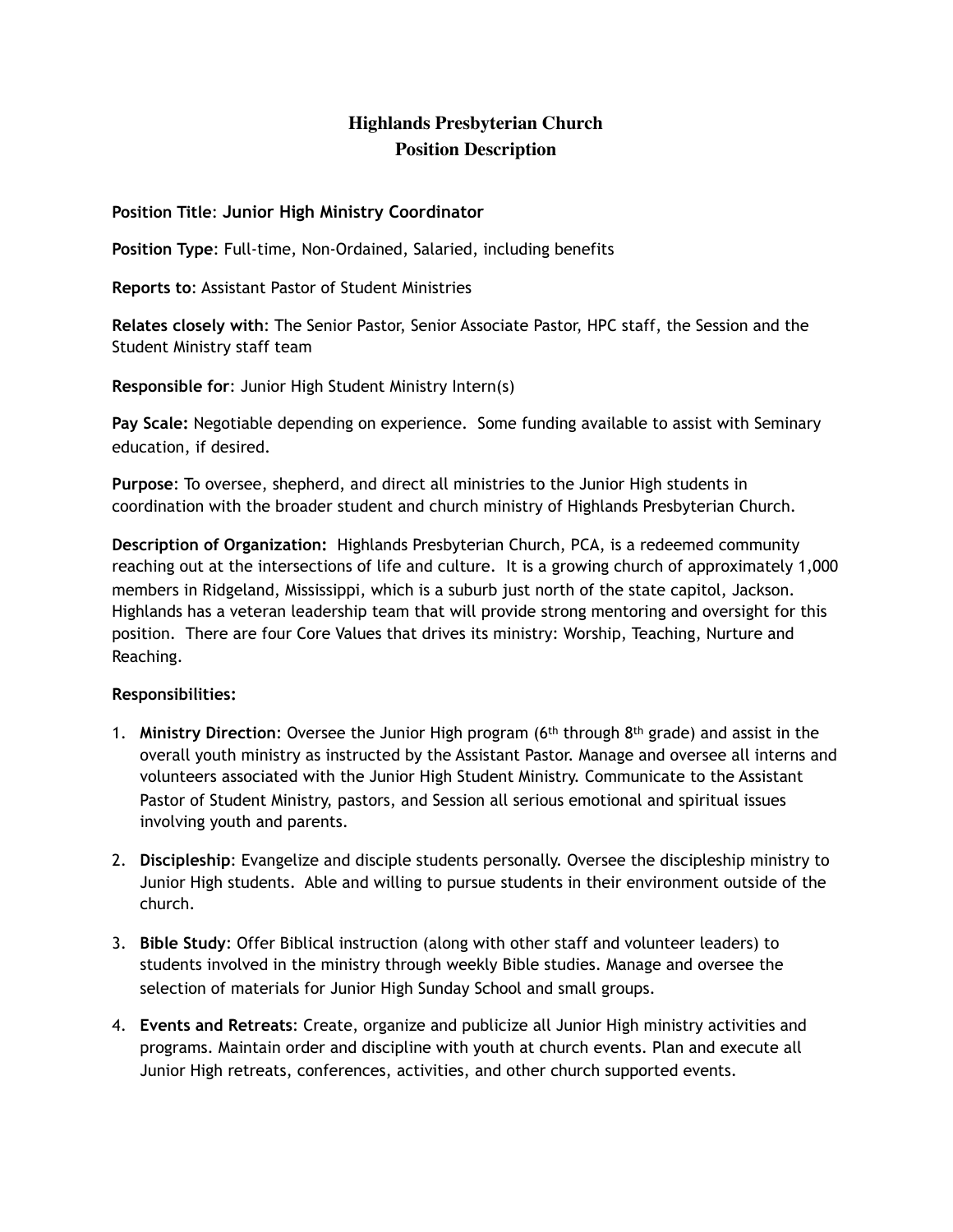# Highlands Presbyterian Church
## Position Description

**Position Title**: **Junior High Ministry Coordinator**

**Position Type**: Full-time, Non-Ordained, Salaried, including benefits

**Reports to**: Assistant Pastor of Student Ministries

**Relates closely with**: The Senior Pastor, Senior Associate Pastor, HPC staff, the Session and the Student Ministry staff team

**Responsible for**: Junior High Student Ministry Intern(s)

**Pay Scale:** Negotiable depending on experience. Some funding available to assist with Seminary education, if desired.

**Purpose**: To oversee, shepherd, and direct all ministries to the Junior High students in coordination with the broader student and church ministry of Highlands Presbyterian Church.

**Description of Organization:** Highlands Presbyterian Church, PCA, is a redeemed community reaching out at the intersections of life and culture. It is a growing church of approximately 1,000 members in Ridgeland, Mississippi, which is a suburb just north of the state capitol, Jackson. Highlands has a veteran leadership team that will provide strong mentoring and oversight for this position. There are four Core Values that drives its ministry: Worship, Teaching, Nurture and Reaching.

**Responsibilities:**

1. **Ministry Direction**: Oversee the Junior High program (6th through 8th grade) and assist in the overall youth ministry as instructed by the Assistant Pastor. Manage and oversee all interns and volunteers associated with the Junior High Student Ministry. Communicate to the Assistant Pastor of Student Ministry, pastors, and Session all serious emotional and spiritual issues involving youth and parents.

2. **Discipleship**: Evangelize and disciple students personally. Oversee the discipleship ministry to Junior High students. Able and willing to pursue students in their environment outside of the church.

3. **Bible Study**: Offer Biblical instruction (along with other staff and volunteer leaders) to students involved in the ministry through weekly Bible studies. Manage and oversee the selection of materials for Junior High Sunday School and small groups.

4. **Events and Retreats**: Create, organize and publicize all Junior High ministry activities and programs. Maintain order and discipline with youth at church events. Plan and execute all Junior High retreats, conferences, activities, and other church supported events.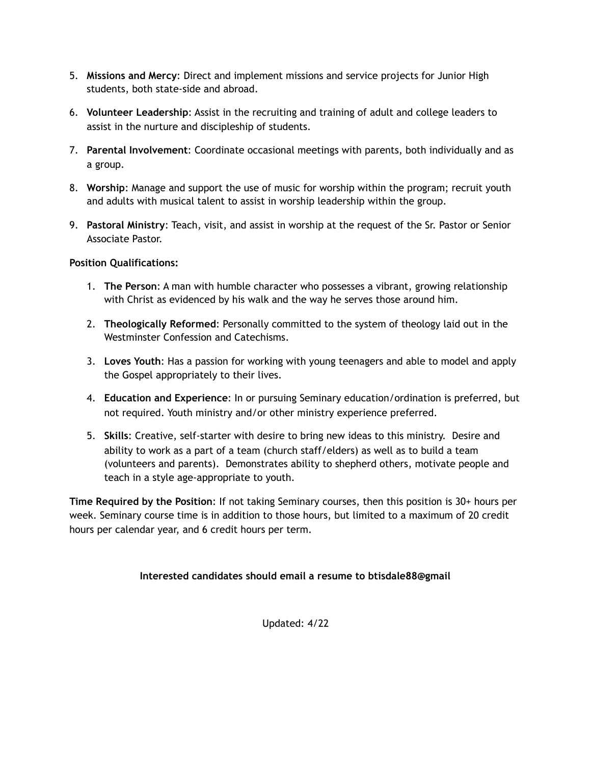5. **Missions and Mercy**: Direct and implement missions and service projects for Junior High students, both state-side and abroad.
6. **Volunteer Leadership**: Assist in the recruiting and training of adult and college leaders to assist in the nurture and discipleship of students.
7. **Parental Involvement**: Coordinate occasional meetings with parents, both individually and as a group.
8. **Worship**: Manage and support the use of music for worship within the program; recruit youth and adults with musical talent to assist in worship leadership within the group.
9. **Pastoral Ministry**: Teach, visit, and assist in worship at the request of the Sr. Pastor or Senior Associate Pastor.

**Position Qualifications:**

1. **The Person**: A man with humble character who possesses a vibrant, growing relationship with Christ as evidenced by his walk and the way he serves those around him.
2. **Theologically Reformed**: Personally committed to the system of theology laid out in the Westminster Confession and Catechisms.
3. **Loves Youth**: Has a passion for working with young teenagers and able to model and apply the Gospel appropriately to their lives.
4. **Education and Experience**: In or pursuing Seminary education/ordination is preferred, but not required. Youth ministry and/or other ministry experience preferred.
5. **Skills**: Creative, self-starter with desire to bring new ideas to this ministry. Desire and ability to work as a part of a team (church staff/elders) as well as to build a team (volunteers and parents). Demonstrates ability to shepherd others, motivate people and teach in a style age-appropriate to youth.

**Time Required by the Position**: If not taking Seminary courses, then this position is 30+ hours per week. Seminary course time is in addition to those hours, but limited to a maximum of 20 credit hours per calendar year, and 6 credit hours per term.

**Interested candidates should email a resume to btisdale88@gmail**

Updated: 4/22